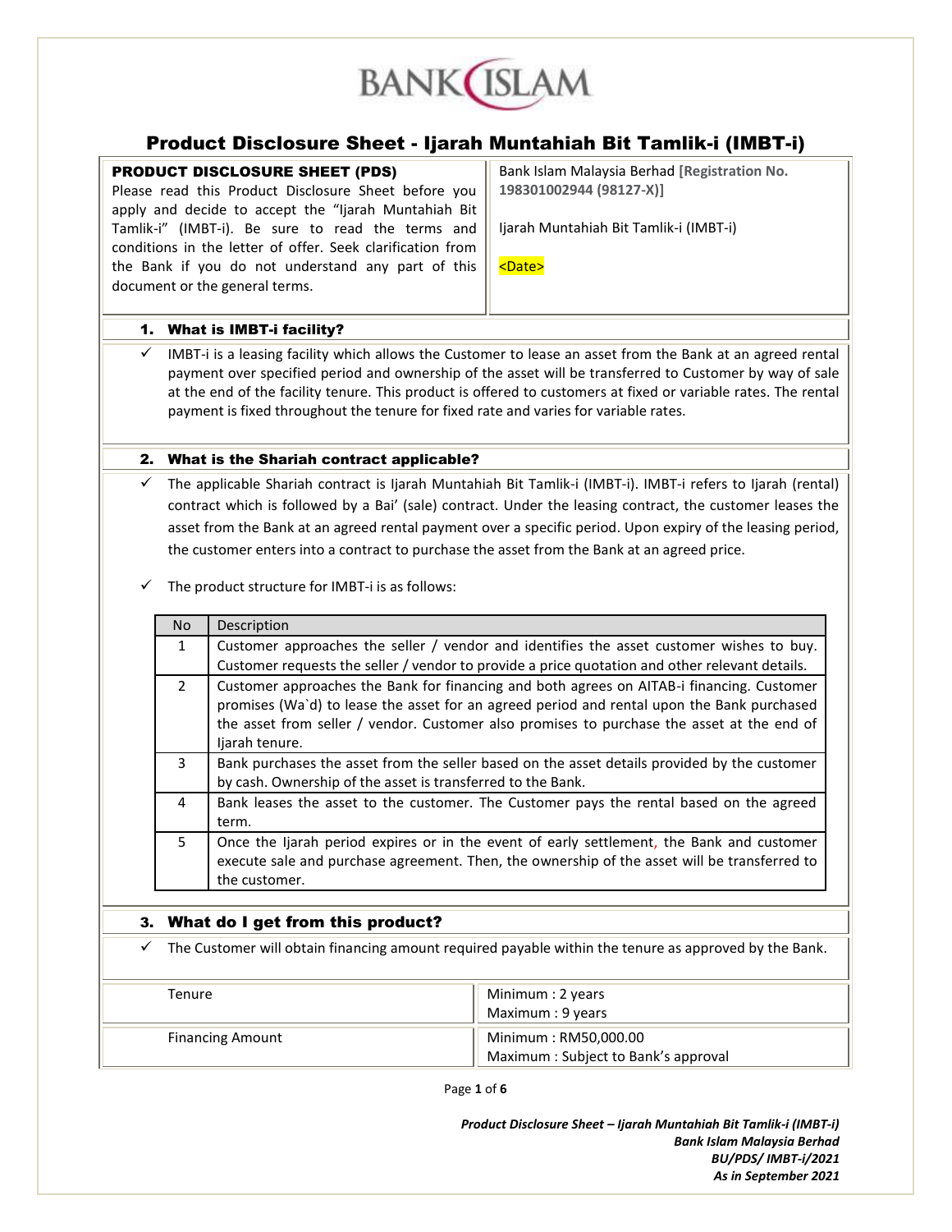# Product Disclosure Sheet - Ijarah Muntahiah Bit Tamlik-i (IMBT-i)

| **PRODUCT DISCLOSURE SHEET (PDS)**<br>Please read this Product Disclosure Sheet before you apply and decide to accept the "Ijarah Muntahiah Bit Tamlik-i" (IMBT-i). Be sure to read the terms and conditions in the letter of offer. Seek clarification from the Bank if you do not understand any part of this document or the general terms. | Bank Islam Malaysia Berhad **[Registration No. 198301002944 (98127-X)]**<br><br>Ijarah Muntahiah Bit Tamlik-i (IMBT-i)<br><br><Date> |
|---|---|

## 1. What is IMBT-i facility?

- ✓ IMBT-i is a leasing facility which allows the Customer to lease an asset from the Bank at an agreed rental payment over specified period and ownership of the asset will be transferred to Customer by way of sale at the end of the facility tenure. This product is offered to customers at fixed or variable rates. The rental payment is fixed throughout the tenure for fixed rate and varies for variable rates.

## 2. What is the Shariah contract applicable?

- ✓ The applicable Shariah contract is Ijarah Muntahiah Bit Tamlik-i (IMBT-i). IMBT-i refers to Ijarah (rental) contract which is followed by a Bai' (sale) contract. Under the leasing contract, the customer leases the asset from the Bank at an agreed rental payment over a specific period. Upon expiry of the leasing period, the customer enters into a contract to purchase the asset from the Bank at an agreed price.
- ✓ The product structure for IMBT-i is as follows:

| No | Description |
|---|---|
| 1 | Customer approaches the seller / vendor and identifies the asset customer wishes to buy. Customer requests the seller / vendor to provide a price quotation and other relevant details. |
| 2 | Customer approaches the Bank for financing and both agrees on AITAB-i financing. Customer promises (Wa`d) to lease the asset for an agreed period and rental upon the Bank purchased the asset from seller / vendor. Customer also promises to purchase the asset at the end of Ijarah tenure. |
| 3 | Bank purchases the asset from the seller based on the asset details provided by the customer by cash. Ownership of the asset is transferred to the Bank. |
| 4 | Bank leases the asset to the customer. The Customer pays the rental based on the agreed term. |
| 5 | Once the Ijarah period expires or in the event of early settlement, the Bank and customer execute sale and purchase agreement. Then, the ownership of the asset will be transferred to the customer. |

## 3. What do I get from this product?

- ✓ The Customer will obtain financing amount required payable within the tenure as approved by the Bank.

| | |
|---|---|
| Tenure | Minimum : 2 years<br>Maximum : 9 years |
| Financing Amount | Minimum : RM50,000.00<br>Maximum : Subject to Bank's approval |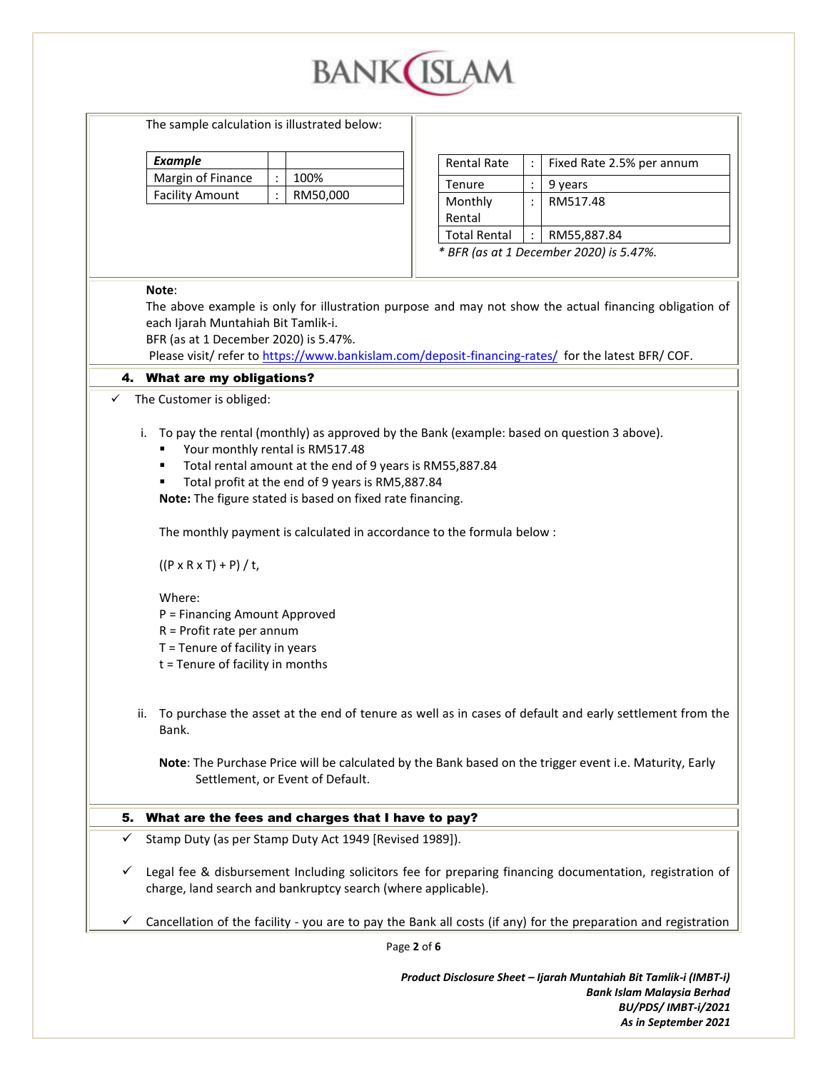The sample calculation is illustrated below:

| *Example* | | |
|---|---|---|
| Margin of Finance | : | 100% |
| Facility Amount | : | RM50,000 |

| Rental Rate | : | Fixed Rate 2.5% per annum |
|---|---|---|
| Tenure | : | 9 years |
| Monthly Rental | : | RM517.48 |
| Total Rental | : | RM55,887.84 |

*\* BFR (as at 1 December 2020) is 5.47%.*

**Note**:
The above example is only for illustration purpose and may not show the actual financing obligation of each Ijarah Muntahiah Bit Tamlik-i.
BFR (as at 1 December 2020) is 5.47%.
Please visit/ refer to https://www.bankislam.com/deposit-financing-rates/ for the latest BFR/ COF.

## 4. What are my obligations?

✓ The Customer is obliged:

i. To pay the rental (monthly) as approved by the Bank (example: based on question 3 above).
   - Your monthly rental is RM517.48
   - Total rental amount at the end of 9 years is RM55,887.84
   - Total profit at the end of 9 years is RM5,887.84

   **Note:** The figure stated is based on fixed rate financing.

   The monthly payment is calculated in accordance to the formula below :

   $((P \times R \times T) + P) / t$,

   Where:
   P = Financing Amount Approved
   R = Profit rate per annum
   T = Tenure of facility in years
   t = Tenure of facility in months

ii. To purchase the asset at the end of tenure as well as in cases of default and early settlement from the Bank.

   **Note**: The Purchase Price will be calculated by the Bank based on the trigger event i.e. Maturity, Early Settlement, or Event of Default.

## 5. What are the fees and charges that I have to pay?

✓ Stamp Duty (as per Stamp Duty Act 1949 [Revised 1989]).

✓ Legal fee & disbursement Including solicitors fee for preparing financing documentation, registration of charge, land search and bankruptcy search (where applicable).

✓ Cancellation of the facility - you are to pay the Bank all costs (if any) for the preparation and registration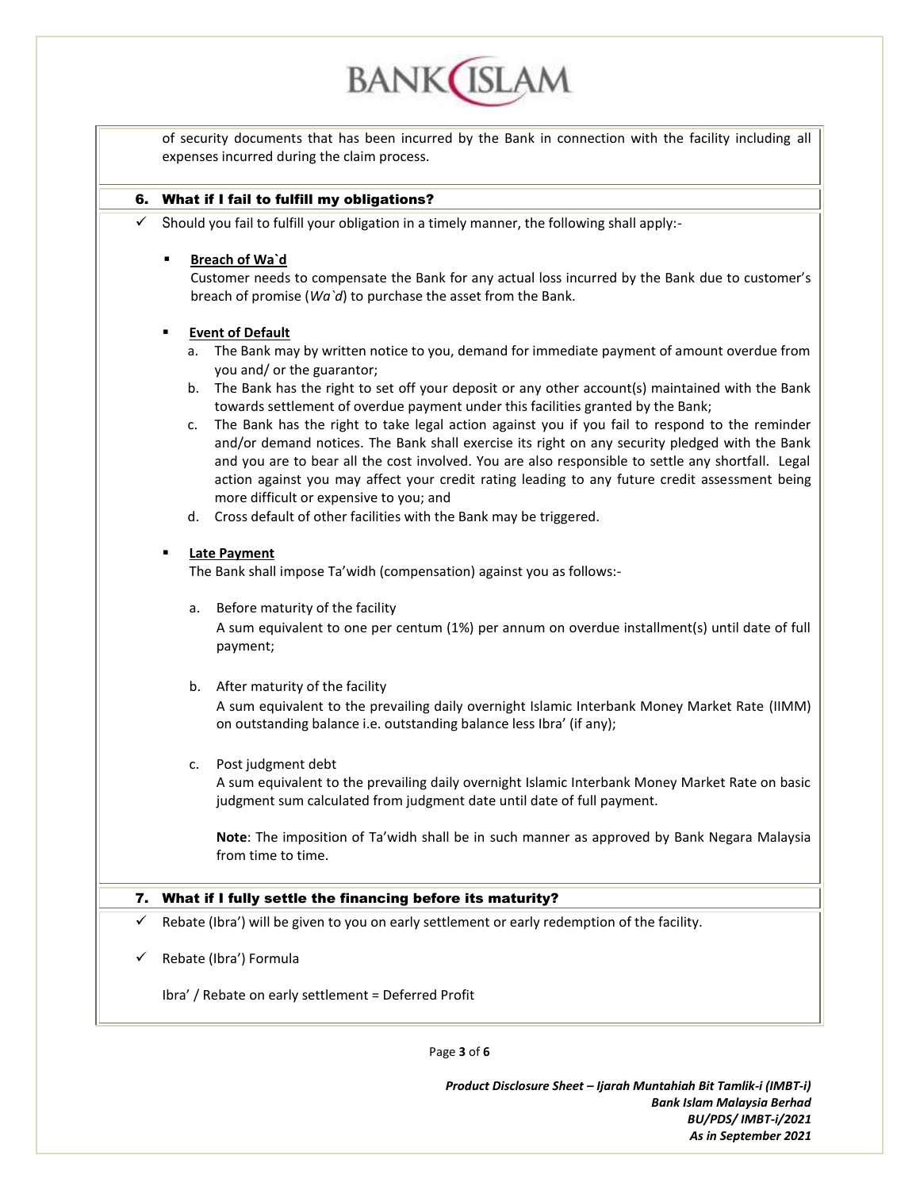of security documents that has been incurred by the Bank in connection with the facility including all expenses incurred during the claim process.

## 6. What if I fail to fulfill my obligations?

- Should you fail to fulfill your obligation in a timely manner, the following shall apply:-

  - **Breach of Wa`d**

    Customer needs to compensate the Bank for any actual loss incurred by the Bank due to customer's breach of promise (*Wa`d*) to purchase the asset from the Bank.

  - **Event of Default**

    a. The Bank may by written notice to you, demand for immediate payment of amount overdue from you and/ or the guarantor;

    b. The Bank has the right to set off your deposit or any other account(s) maintained with the Bank towards settlement of overdue payment under this facilities granted by the Bank;

    c. The Bank has the right to take legal action against you if you fail to respond to the reminder and/or demand notices. The Bank shall exercise its right on any security pledged with the Bank and you are to bear all the cost involved. You are also responsible to settle any shortfall. Legal action against you may affect your credit rating leading to any future credit assessment being more difficult or expensive to you; and

    d. Cross default of other facilities with the Bank may be triggered.

  - **Late Payment**

    The Bank shall impose Ta'widh (compensation) against you as follows:-

    a. Before maturity of the facility

    A sum equivalent to one per centum (1%) per annum on overdue installment(s) until date of full payment;

    b. After maturity of the facility

    A sum equivalent to the prevailing daily overnight Islamic Interbank Money Market Rate (IIMM) on outstanding balance i.e. outstanding balance less Ibra' (if any);

    c. Post judgment debt

    A sum equivalent to the prevailing daily overnight Islamic Interbank Money Market Rate on basic judgment sum calculated from judgment date until date of full payment.

    **Note**: The imposition of Ta'widh shall be in such manner as approved by Bank Negara Malaysia from time to time.

## 7. What if I fully settle the financing before its maturity?

- Rebate (Ibra') will be given to you on early settlement or early redemption of the facility.

- Rebate (Ibra') Formula

  Ibra' / Rebate on early settlement = Deferred Profit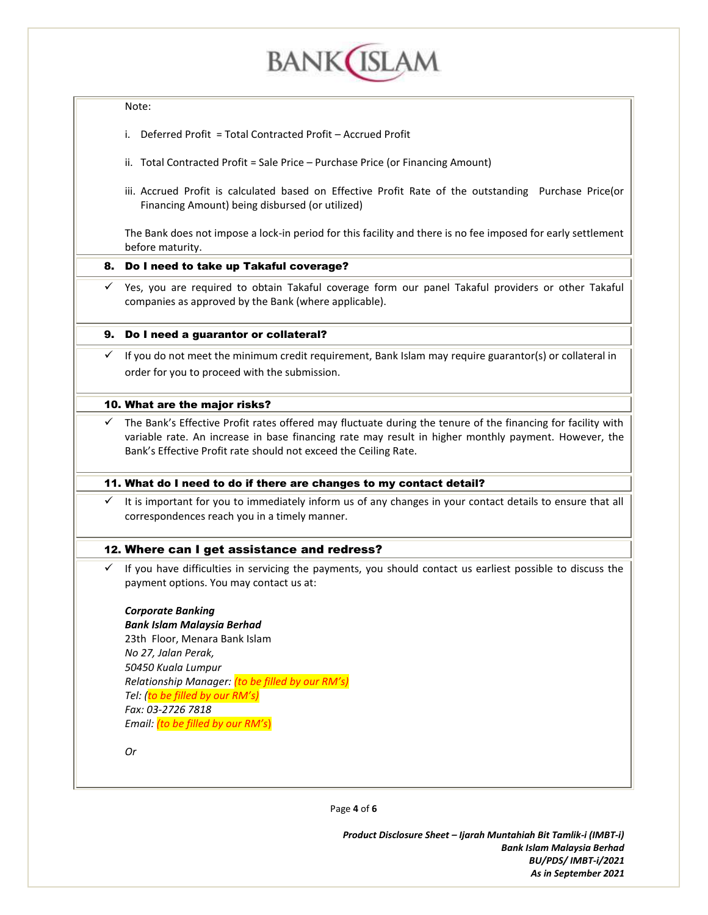Note:

i. Deferred Profit = Total Contracted Profit – Accrued Profit

ii. Total Contracted Profit = Sale Price – Purchase Price (or Financing Amount)

iii. Accrued Profit is calculated based on Effective Profit Rate of the outstanding Purchase Price(or Financing Amount) being disbursed (or utilized)

The Bank does not impose a lock-in period for this facility and there is no fee imposed for early settlement before maturity.

## 8. Do I need to take up Takaful coverage?

✓ Yes, you are required to obtain Takaful coverage form our panel Takaful providers or other Takaful companies as approved by the Bank (where applicable).

## 9. Do I need a guarantor or collateral?

✓ If you do not meet the minimum credit requirement, Bank Islam may require guarantor(s) or collateral in order for you to proceed with the submission.

## 10. What are the major risks?

✓ The Bank's Effective Profit rates offered may fluctuate during the tenure of the financing for facility with variable rate. An increase in base financing rate may result in higher monthly payment. However, the Bank's Effective Profit rate should not exceed the Ceiling Rate.

## 11. What do I need to do if there are changes to my contact detail?

✓ It is important for you to immediately inform us of any changes in your contact details to ensure that all correspondences reach you in a timely manner.

## 12. Where can I get assistance and redress?

✓ If you have difficulties in servicing the payments, you should contact us earliest possible to discuss the payment options. You may contact us at:

***Corporate Banking***
***Bank Islam Malaysia Berhad***
23th Floor, Menara Bank Islam
*No 27, Jalan Perak,*
*50450 Kuala Lumpur*
*Relationship Manager: (to be filled by our RM's)*
*Tel: (to be filled by our RM's)*
*Fax: 03-2726 7818*
*Email: (to be filled by our RM's)*

*Or*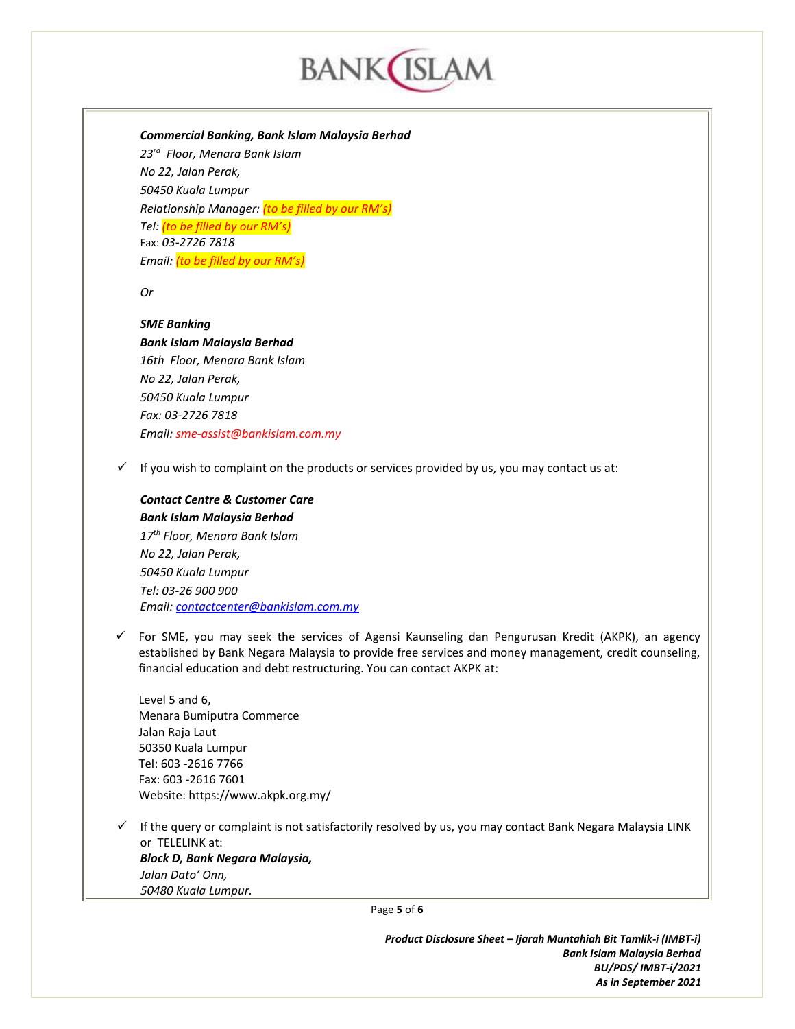***Commercial Banking, Bank Islam Malaysia Berhad***
*23rd Floor, Menara Bank Islam*
*No 22, Jalan Perak,*
*50450 Kuala Lumpur*
*Relationship Manager: (to be filled by our RM's)*
*Tel: (to be filled by our RM's)*
Fax: *03-2726 7818*
*Email: (to be filled by our RM's)*

*Or*

***SME Banking***
***Bank Islam Malaysia Berhad***
*16th Floor, Menara Bank Islam*
*No 22, Jalan Perak,*
*50450 Kuala Lumpur*
*Fax: 03-2726 7818*
*Email: sme-assist@bankislam.com.my*

✓ If you wish to complaint on the products or services provided by us, you may contact us at:

***Contact Centre & Customer Care***
***Bank Islam Malaysia Berhad***
*17th Floor, Menara Bank Islam*
*No 22, Jalan Perak,*
*50450 Kuala Lumpur*
*Tel: 03-26 900 900*
*Email: contactcenter@bankislam.com.my*

✓ For SME, you may seek the services of Agensi Kaunseling dan Pengurusan Kredit (AKPK), an agency established by Bank Negara Malaysia to provide free services and money management, credit counseling, financial education and debt restructuring. You can contact AKPK at:

Level 5 and 6,
Menara Bumiputra Commerce
Jalan Raja Laut
50350 Kuala Lumpur
Tel: 603 -2616 7766
Fax: 603 -2616 7601
Website: https://www.akpk.org.my/

✓ If the query or complaint is not satisfactorily resolved by us, you may contact Bank Negara Malaysia LINK or TELELINK at:
***Block D, Bank Negara Malaysia,***
*Jalan Dato' Onn,*
*50480 Kuala Lumpur.*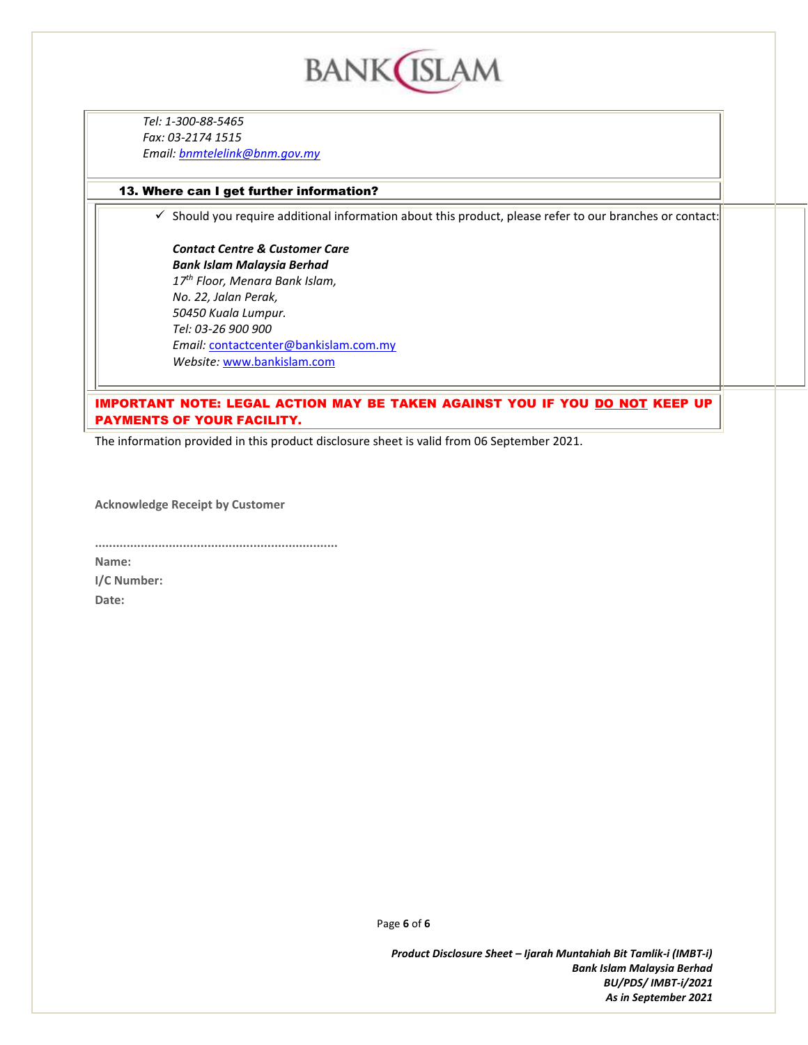*Tel: 1-300-88-5465*
*Fax: 03-2174 1515*
*Email: bnmtelelink@bnm.gov.my*

## 13. Where can I get further information?

✓ Should you require additional information about this product, please refer to our branches or contact:

***Contact Centre & Customer Care***
***Bank Islam Malaysia Berhad***
*17th Floor, Menara Bank Islam,*
*No. 22, Jalan Perak,*
*50450 Kuala Lumpur.*
*Tel: 03-26 900 900*
*Email: contactcenter@bankislam.com.my*
*Website: www.bankislam.com*

**IMPORTANT NOTE: LEGAL ACTION MAY BE TAKEN AGAINST YOU IF YOU DO NOT KEEP UP PAYMENTS OF YOUR FACILITY.**

The information provided in this product disclosure sheet is valid from 06 September 2021.

**Acknowledge Receipt by Customer**

....................................................................

**Name:**
**I/C Number:**
**Date:**